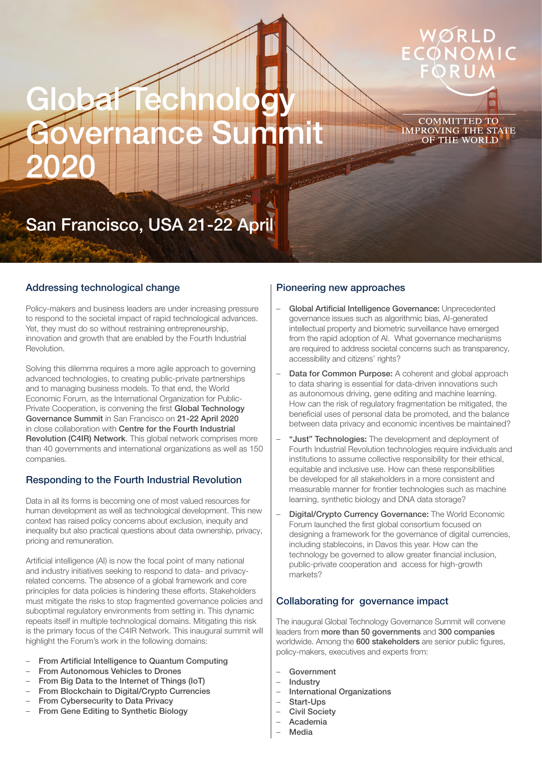# Global Technology Governance Summit 2020

WORLD ECONOMIC FORUM

COMMITTED TO IMPROVING THE STATE OF THE WORLD

## San Francisco, USA 21-22 April

### Addressing technological change

Policy-makers and business leaders are under increasing pressure to respond to the societal impact of rapid technological advances. Yet, they must do so without restraining entrepreneurship, innovation and growth that are enabled by the Fourth Industrial Revolution.

Solving this dilemma requires a more agile approach to governing advanced technologies, to creating public-private partnerships and to managing business models. To that end, the World Economic Forum, as the International Organization for Public-Private Cooperation, is convening the first **Global Technology Governance Summit** in San Francisco on **21-22 April 2020** in close collaboration with **Centre for the Fourth Industrial Revolution (C4IR) Network**. This global network comprises more than 40 governments and international organizations as well as 150 companies.

### Responding to the Fourth Industrial Revolution

Data in all its forms is becoming one of most valued resources for human development as well as technological development. This new context has raised policy concerns about exclusion, inequity and inequality but also practical questions about data ownership, privacy, pricing and remuneration.

Artificial intelligence (AI) is now the focal point of many national and industry initiatives seeking to respond to data- and privacy-related concerns. The absence of a global framework and core principles for data policies is hindering these efforts. Stakeholders must mitigate the risks to stop fragmented governance policies and suboptimal regulatory environments from setting in. This dynamic repeats itself in multiple technological domains. Mitigating this risk is the primary focus of the C4IR Network. This inaugural summit will highlight the Forum's work in the following domains:

- From Artificial Intelligence to Quantum Computing
- From Autonomous Vehicles to Drones
- From Big Data to the Internet of Things (IoT)
- From Blockchain to Digital/Crypto Currencies
- From Cybersecurity to Data Privacy
- From Gene Editing to Synthetic Biology

### Pioneering new approaches

- **Global Artificial Intelligence Governance:** Unprecedented governance issues such as algorithmic bias, AI-generated intellectual property and biometric surveillance have emerged from the rapid adoption of AI. What governance mechanisms are required to address societal concerns such as transparency, accessibility and citizens' rights?
- **Data for Common Purpose:** A coherent and global approach to data sharing is essential for data-driven innovations such as autonomous driving, gene editing and machine learning. How can the risk of regulatory fragmentation be mitigated, the beneficial uses of personal data be promoted, and the balance between data privacy and economic incentives be maintained?
- **"Just" Technologies:** The development and deployment of Fourth Industrial Revolution technologies require individuals and institutions to assume collective responsibility for their ethical, equitable and inclusive use. How can these responsibilities be developed for all stakeholders in a more consistent and measurable manner for frontier technologies such as machine learning, synthetic biology and DNA data storage?
- **Digital/Crypto Currency Governance:** The World Economic Forum launched the first global consortium focused on designing a framework for the governance of digital currencies, including stablecoins, in Davos this year. How can the technology be governed to allow greater financial inclusion, public-private cooperation and access for high-growth markets?

### Collaborating for governance impact

The inaugural Global Technology Governance Summit will convene leaders from **more than 50 governments** and **300 companies** worldwide. Among the **600 stakeholders** are senior public figures, policy-makers, executives and experts from:

- Government
- Industry
- International Organizations
- Start-Ups
- Civil Society
- Academia
- Media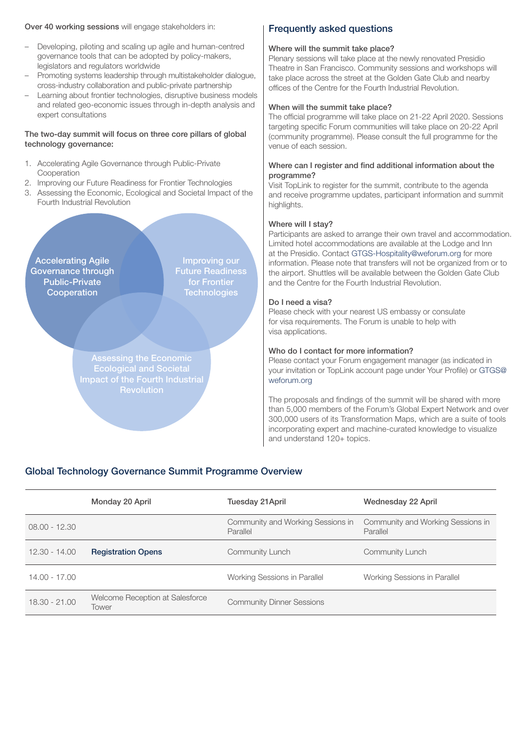**Over 40 working sessions** will engage stakeholders in:

- Developing, piloting and scaling up agile and human-centred governance tools that can be adopted by policy-makers, legislators and regulators worldwide
- Promoting systems leadership through multistakeholder dialogue, cross-industry collaboration and public-private partnership
- Learning about frontier technologies, disruptive business models and related geo-economic issues through in-depth analysis and expert consultations

**The two-day summit will focus on three core pillars of global technology governance:**

1. Accelerating Agile Governance through Public-Private Cooperation
2. Improving our Future Readiness for Frontier Technologies
3. Assessing the Economic, Ecological and Societal Impact of the Fourth Industrial Revolution

Accelerating Agile Governance through Public-Private Cooperation

Improving our Future Readiness for Frontier Technologies

Assessing the Economic Ecological and Societal Impact of the Fourth Industrial Revolution

## Frequently asked questions

**Where will the summit take place?**
Plenary sessions will take place at the newly renovated Presidio Theatre in San Francisco. Community sessions and workshops will take place across the street at the Golden Gate Club and nearby offices of the Centre for the Fourth Industrial Revolution.

**When will the summit take place?**
The official programme will take place on 21-22 April 2020. Sessions targeting specific Forum communities will take place on 20-22 April (community programme). Please consult the full programme for the venue of each session.

**Where can I register and find additional information about the programme?**
Visit TopLink to register for the summit, contribute to the agenda and receive programme updates, participant information and summit highlights.

**Where will I stay?**
Participants are asked to arrange their own travel and accommodation. Limited hotel accommodations are available at the Lodge and Inn at the Presidio. Contact GTGS-Hospitality@weforum.org for more information. Please note that transfers will not be organized from or to the airport. Shuttles will be available between the Golden Gate Club and the Centre for the Fourth Industrial Revolution.

**Do I need a visa?**
Please check with your nearest US embassy or consulate for visa requirements. The Forum is unable to help with visa applications.

**Who do I contact for more information?**
Please contact your Forum engagement manager (as indicated in your invitation or TopLink account page under Your Profile) or GTGS@weforum.org

The proposals and findings of the summit will be shared with more than 5,000 members of the Forum's Global Expert Network and over 300,000 users of its Transformation Maps, which are a suite of tools incorporating expert and machine-curated knowledge to visualize and understand 120+ topics.

## Global Technology Governance Summit Programme Overview

| | Monday 20 April | Tuesday 21April | Wednesday 22 April |
|---|---|---|---|
| 08.00 - 12.30 | | Community and Working Sessions in Parallel | Community and Working Sessions in Parallel |
| 12.30 - 14.00 | **Registration Opens** | Community Lunch | Community Lunch |
| 14.00 - 17.00 | | Working Sessions in Parallel | Working Sessions in Parallel |
| 18.30 - 21.00 | Welcome Reception at Salesforce Tower | Community Dinner Sessions | |